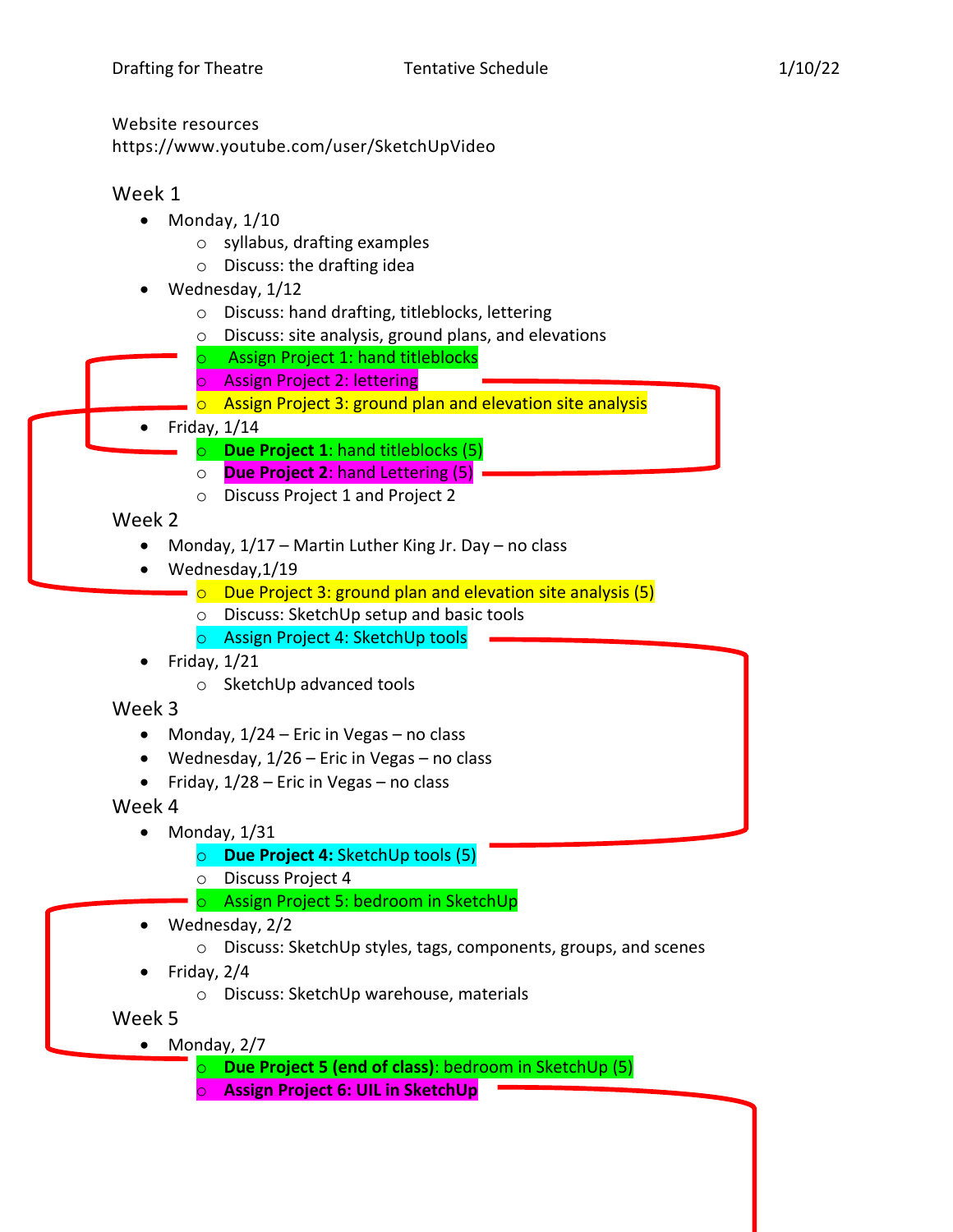Drafting for Theatre Tentative Schedule 1/10/22

Website resources
https://www.youtube.com/user/SketchUpVideo

## Week 1

- Monday, 1/10
  - syllabus, drafting examples
  - Discuss: the drafting idea
- Wednesday, 1/12
  - Discuss: hand drafting, titleblocks, lettering
  - Discuss: site analysis, ground plans, and elevations
  - Assign Project 1: hand titleblocks
  - Assign Project 2: lettering
  - Assign Project 3: ground plan and elevation site analysis
- Friday, 1/14
  - **Due Project 1**: hand titleblocks (5)
  - **Due Project 2**: hand Lettering (5)
  - Discuss Project 1 and Project 2

## Week 2

- Monday, 1/17 – Martin Luther King Jr. Day – no class
- Wednesday,1/19
  - Due Project 3: ground plan and elevation site analysis (5)
  - Discuss: SketchUp setup and basic tools
  - Assign Project 4: SketchUp tools
- Friday, 1/21
  - SketchUp advanced tools

## Week 3

- Monday, 1/24 – Eric in Vegas – no class
- Wednesday, 1/26 – Eric in Vegas – no class
- Friday, 1/28 – Eric in Vegas – no class

## Week 4

- Monday, 1/31
  - **Due Project 4:** SketchUp tools (5)
  - Discuss Project 4
  - Assign Project 5: bedroom in SketchUp
- Wednesday, 2/2
  - Discuss: SketchUp styles, tags, components, groups, and scenes
- Friday, 2/4
  - Discuss: SketchUp warehouse, materials

## Week 5

- Monday, 2/7
  - **Due Project 5 (end of class)**: bedroom in SketchUp (5)
  - **Assign Project 6: UIL in SketchUp**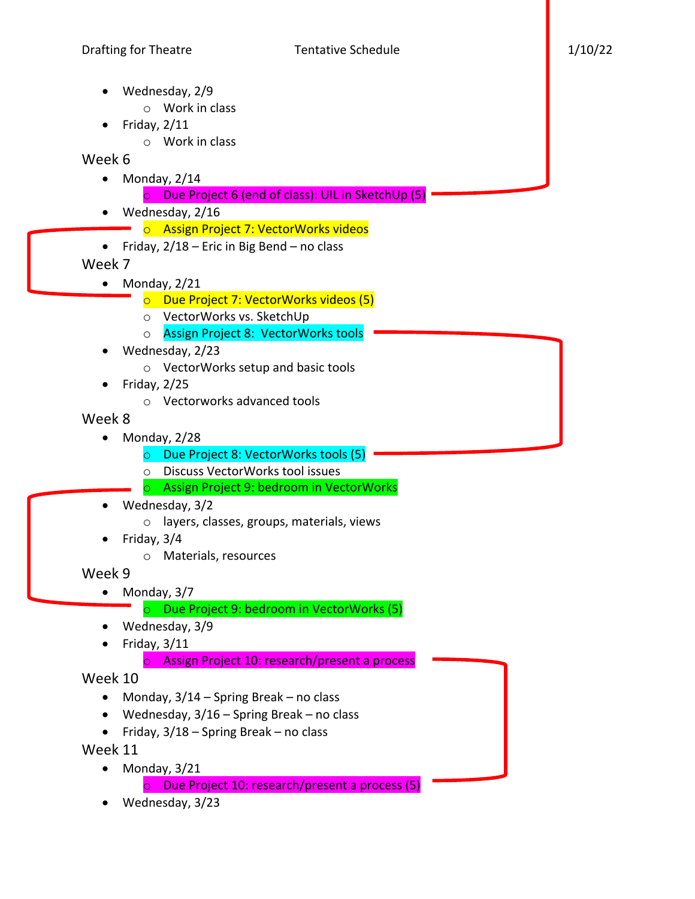- Wednesday, 2/9
  - Work in class
- Friday, 2/11
  - Work in class

Week 6

- Monday, 2/14
  - Due Project 6 (end of class): UIL in SketchUp (5)
- Wednesday, 2/16
  - Assign Project 7: VectorWorks videos
- Friday, 2/18 – Eric in Big Bend – no class

Week 7

- Monday, 2/21
  - Due Project 7: VectorWorks videos (5)
  - VectorWorks vs. SketchUp
  - Assign Project 8: VectorWorks tools
- Wednesday, 2/23
  - VectorWorks setup and basic tools
- Friday, 2/25
  - Vectorworks advanced tools

Week 8

- Monday, 2/28
  - Due Project 8: VectorWorks tools (5)
  - Discuss VectorWorks tool issues
  - Assign Project 9: bedroom in VectorWorks
- Wednesday, 3/2
  - layers, classes, groups, materials, views
- Friday, 3/4
  - Materials, resources

Week 9

- Monday, 3/7
  - Due Project 9: bedroom in VectorWorks (5)
- Wednesday, 3/9
- Friday, 3/11
  - Assign Project 10: research/present a process

Week 10

- Monday, 3/14 – Spring Break – no class
- Wednesday, 3/16 – Spring Break – no class
- Friday, 3/18 – Spring Break – no class

Week 11

- Monday, 3/21
  - Due Project 10: research/present a process (5)
- Wednesday, 3/23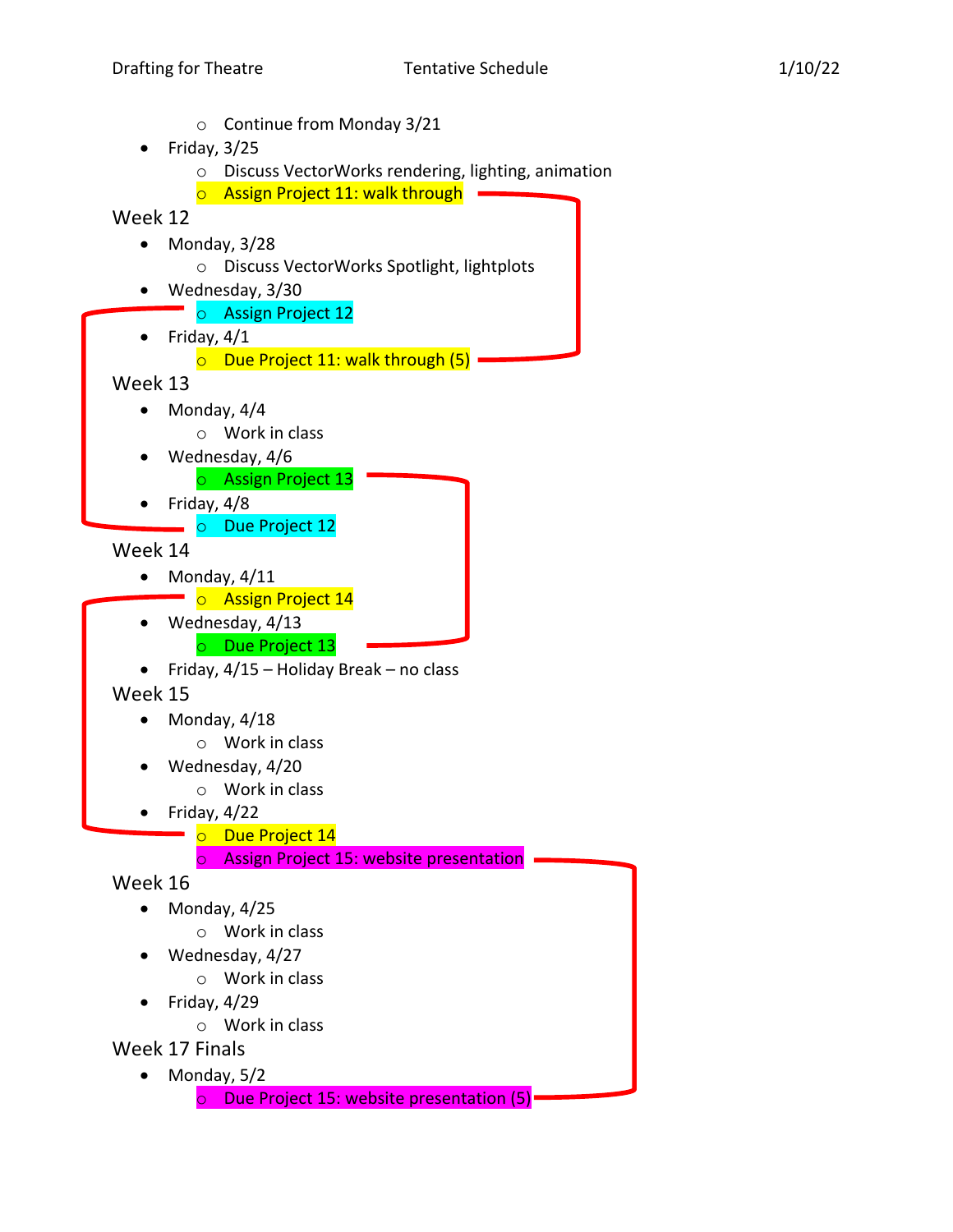- Continue from Monday 3/21
- Friday, 3/25
  - Discuss VectorWorks rendering, lighting, animation
  - Assign Project 11: walk through

## Week 12

- Monday, 3/28
  - Discuss VectorWorks Spotlight, lightplots
- Wednesday, 3/30
  - Assign Project 12
- Friday, 4/1
  - Due Project 11: walk through (5)

## Week 13

- Monday, 4/4
  - Work in class
- Wednesday, 4/6
  - Assign Project 13
- Friday, 4/8
  - Due Project 12

## Week 14

- Monday, 4/11
  - Assign Project 14
- Wednesday, 4/13
  - Due Project 13
- Friday, 4/15 – Holiday Break – no class

## Week 15

- Monday, 4/18
  - Work in class
- Wednesday, 4/20
  - Work in class
- Friday, 4/22
  - Due Project 14
  - Assign Project 15: website presentation

## Week 16

- Monday, 4/25
  - Work in class
- Wednesday, 4/27
  - Work in class
- Friday, 4/29
  - Work in class

## Week 17 Finals

- Monday, 5/2
  - Due Project 15: website presentation (5)